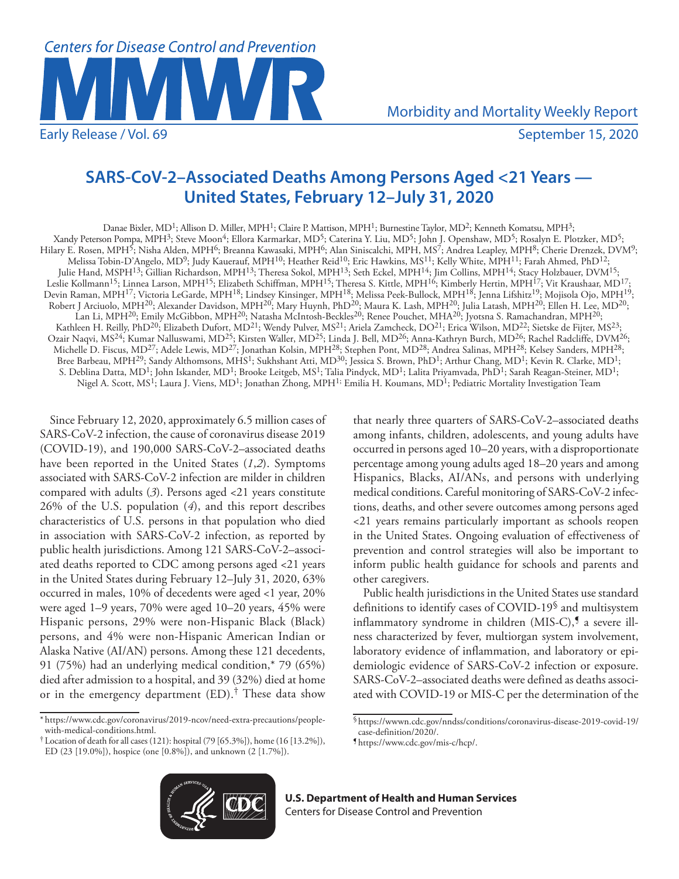# SARS-CoV-2–Associated Deaths Among Persons Aged <21 Years — United States, February 12–July 31, 2020

Danae Bixler, MD[1]; Allison D. Miller, MPH[1]; Claire P. Mattison, MPH[1]; Burnestine Taylor, MD[2]; Kenneth Komatsu, MPH[3]; Xandy Peterson Pompa, MPH[3]; Steve Moon[4]; Ellora Karmarkar, MD[5]; Caterina Y. Liu, MD[5]; John J. Openshaw, MD[5]; Rosalyn E. Plotzker, MD[5]; Hilary E. Rosen, MPH[5]; Nisha Alden, MPH[6]; Breanna Kawasaki, MPH[6]; Alan Siniscalchi, MPH, MS[7]; Andrea Leapley, MPH[8]; Cherie Drenzek, DVM[9]; Melissa Tobin-D'Angelo, MD[9]; Judy Kauerauf, MPH[10]; Heather Reid[10]; Eric Hawkins, MS[11]; Kelly White, MPH[11]; Farah Ahmed, PhD[12]; Julie Hand, MSPH[13]; Gillian Richardson, MPH[13]; Theresa Sokol, MPH[13]; Seth Eckel, MPH[14]; Jim Collins, MPH[14]; Stacy Holzbauer, DVM[15]; Leslie Kollmann[15]; Linnea Larson, MPH[15]; Elizabeth Schiffman, MPH[15]; Theresa S. Kittle, MPH[16]; Kimberly Hertin, MPH[17]; Vit Kraushaar, MD[17]; Devin Raman, MPH[17]; Victoria LeGarde, MPH[18]; Lindsey Kinsinger, MPH[18]; Melissa Peek-Bullock, MPH[18]; Jenna Lifshitz[19]; Mojisola Ojo, MPH[19]; Robert J Arciuolo, MPH[20]; Alexander Davidson, MPH[20]; Mary Huynh, PhD[20]; Maura K. Lash, MPH[20]; Julia Latash, MPH[20]; Ellen H. Lee, MD[20]; Lan Li, MPH[20]; Emily McGibbon, MPH[20]; Natasha McIntosh-Beckles[20]; Renee Pouchet, MHA[20]; Jyotsna S. Ramachandran, MPH[20]; Kathleen H. Reilly, PhD[20]; Elizabeth Dufort, MD[21]; Wendy Pulver, MS[21]; Ariela Zamcheck, DO[21]; Erica Wilson, MD[22]; Sietske de Fijter, MS[23]; Ozair Naqvi, MS[24]; Kumar Nalluswami, MD[25]; Kirsten Waller, MD[25]; Linda J. Bell, MD[26]; Anna-Kathryn Burch, MD[26]; Rachel Radcliffe, DVM[26]; Michelle D. Fiscus, MD[27]; Adele Lewis, MD[27]; Jonathan Kolsin, MPH[28]; Stephen Pont, MD[28]; Andrea Salinas, MPH[28]; Kelsey Sanders, MPH[28]; Bree Barbeau, MPH[29]; Sandy Althomsons, MHS[1]; Sukhshant Atti, MD[30]; Jessica S. Brown, PhD[1]; Arthur Chang, MD[1]; Kevin R. Clarke, MD[1]; S. Deblina Datta, MD[1]; John Iskander, MD[1]; Brooke Leitgeb, MS[1]; Talia Pindyck, MD[1]; Lalita Priyamvada, PhD[1]; Sarah Reagan-Steiner, MD[1]; Nigel A. Scott, MS[1]; Laura J. Viens, MD[1]; Jonathan Zhong, MPH[1]; Emilia H. Koumans, MD[1]; Pediatric Mortality Investigation Team

Since February 12, 2020, approximately 6.5 million cases of SARS-CoV-2 infection, the cause of coronavirus disease 2019 (COVID-19), and 190,000 SARS-CoV-2–associated deaths have been reported in the United States (*1*,*2*). Symptoms associated with SARS-CoV-2 infection are milder in children compared with adults (*3*). Persons aged <21 years constitute 26% of the U.S. population (*4*), and this report describes characteristics of U.S. persons in that population who died in association with SARS-CoV-2 infection, as reported by public health jurisdictions. Among 121 SARS-CoV-2–associated deaths reported to CDC among persons aged <21 years in the United States during February 12–July 31, 2020, 63% occurred in males, 10% of decedents were aged <1 year, 20% were aged 1–9 years, 70% were aged 10–20 years, 45% were Hispanic persons, 29% were non-Hispanic Black (Black) persons, and 4% were non-Hispanic American Indian or Alaska Native (AI/AN) persons. Among these 121 decedents, 91 (75%) had an underlying medical condition,* 79 (65%) died after admission to a hospital, and 39 (32%) died at home or in the emergency department (ED).† These data show that nearly three quarters of SARS-CoV-2–associated deaths among infants, children, adolescents, and young adults have occurred in persons aged 10–20 years, with a disproportionate percentage among young adults aged 18–20 years and among Hispanics, Blacks, AI/ANs, and persons with underlying medical conditions. Careful monitoring of SARS-CoV-2 infections, deaths, and other severe outcomes among persons aged <21 years remains particularly important as schools reopen in the United States. Ongoing evaluation of effectiveness of prevention and control strategies will also be important to inform public health guidance for schools and parents and other caregivers.

Public health jurisdictions in the United States use standard definitions to identify cases of COVID-19§ and multisystem inflammatory syndrome in children (MIS-C),¶ a severe illness characterized by fever, multiorgan system involvement, laboratory evidence of inflammation, and laboratory or epidemiologic evidence of SARS-CoV-2 infection or exposure. SARS-CoV-2–associated deaths were defined as deaths associated with COVID-19 or MIS-C per the determination of the

\* https://www.cdc.gov/coronavirus/2019-ncov/need-extra-precautions/people-with-medical-conditions.html.

† Location of death for all cases (121): hospital (79 [65.3%]), home (16 [13.2%]), ED (23 [19.0%]), hospice (one [0.8%]), and unknown (2 [1.7%]).

§ https://wwwn.cdc.gov/nndss/conditions/coronavirus-disease-2019-covid-19/case-definition/2020/.

¶ https://www.cdc.gov/mis-c/hcp/.

**U.S. Department of Health and Human Services**
Centers for Disease Control and Prevention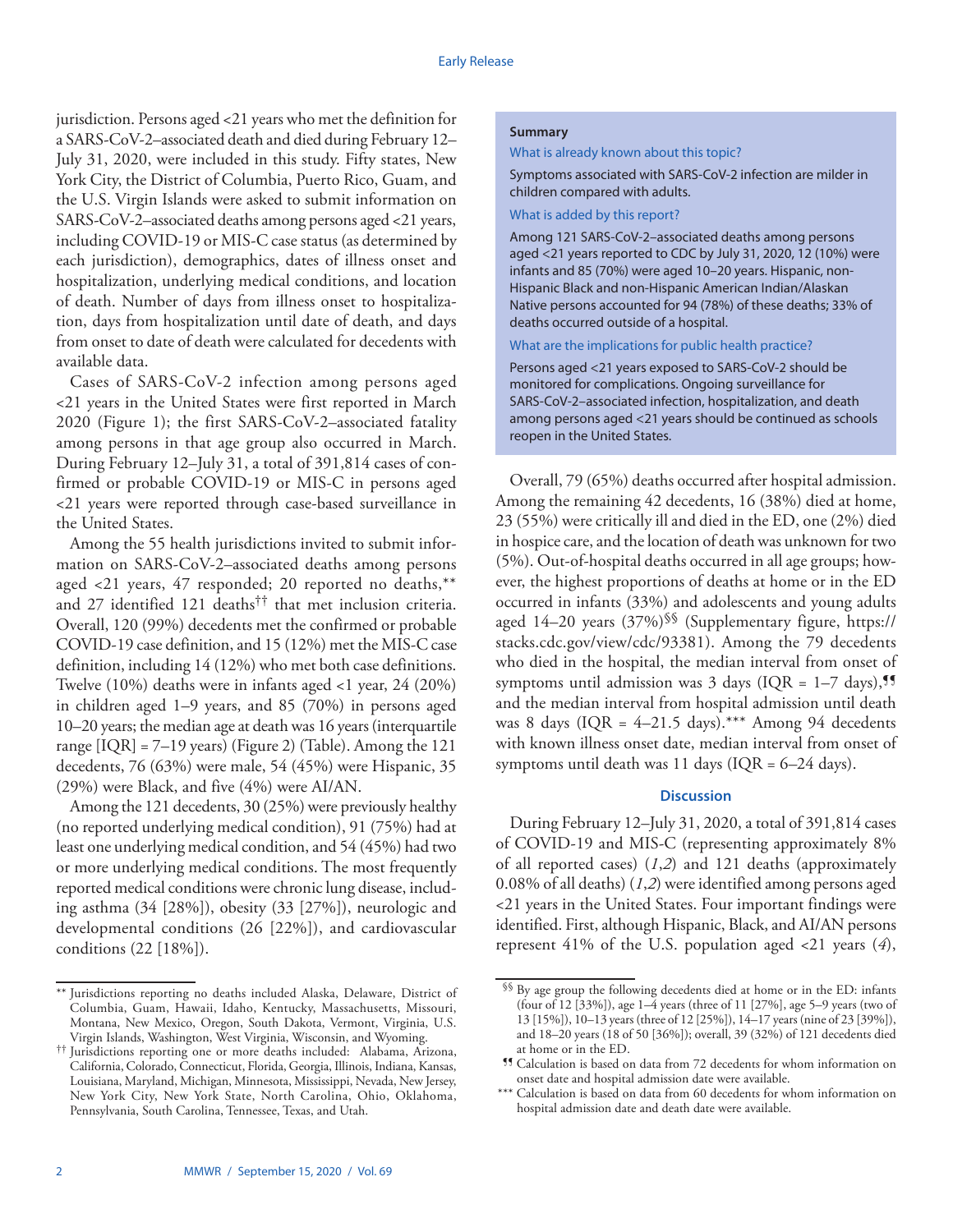jurisdiction. Persons aged <21 years who met the definition for a SARS-CoV-2–associated death and died during February 12–July 31, 2020, were included in this study. Fifty states, New York City, the District of Columbia, Puerto Rico, Guam, and the U.S. Virgin Islands were asked to submit information on SARS-CoV-2–associated deaths among persons aged <21 years, including COVID-19 or MIS-C case status (as determined by each jurisdiction), demographics, dates of illness onset and hospitalization, underlying medical conditions, and location of death. Number of days from illness onset to hospitalization, days from hospitalization until date of death, and days from onset to date of death were calculated for decedents with available data.

Cases of SARS-CoV-2 infection among persons aged <21 years in the United States were first reported in March 2020 (Figure 1); the first SARS-CoV-2–associated fatality among persons in that age group also occurred in March. During February 12–July 31, a total of 391,814 cases of confirmed or probable COVID-19 or MIS-C in persons aged <21 years were reported through case-based surveillance in the United States.

Among the 55 health jurisdictions invited to submit information on SARS-CoV-2–associated deaths among persons aged <21 years, 47 responded; 20 reported no deaths,[**] and 27 identified 121 deaths[††] that met inclusion criteria. Overall, 120 (99%) decedents met the confirmed or probable COVID-19 case definition, and 15 (12%) met the MIS-C case definition, including 14 (12%) who met both case definitions. Twelve (10%) deaths were in infants aged <1 year, 24 (20%) in children aged 1–9 years, and 85 (70%) in persons aged 10–20 years; the median age at death was 16 years (interquartile range [IQR] = 7–19 years) (Figure 2) (Table). Among the 121 decedents, 76 (63%) were male, 54 (45%) were Hispanic, 35 (29%) were Black, and five (4%) were AI/AN.

Among the 121 decedents, 30 (25%) were previously healthy (no reported underlying medical condition), 91 (75%) had at least one underlying medical condition, and 54 (45%) had two or more underlying medical conditions. The most frequently reported medical conditions were chronic lung disease, including asthma (34 [28%]), obesity (33 [27%]), neurologic and developmental conditions (26 [22%]), and cardiovascular conditions (22 [18%]).

> **Summary**
>
> **What is already known about this topic?**
>
> Symptoms associated with SARS-CoV-2 infection are milder in children compared with adults.
>
> **What is added by this report?**
>
> Among 121 SARS-CoV-2–associated deaths among persons aged <21 years reported to CDC by July 31, 2020, 12 (10%) were infants and 85 (70%) were aged 10–20 years. Hispanic, non-Hispanic Black and non-Hispanic American Indian/Alaskan Native persons accounted for 94 (78%) of these deaths; 33% of deaths occurred outside of a hospital.
>
> **What are the implications for public health practice?**
>
> Persons aged <21 years exposed to SARS-CoV-2 should be monitored for complications. Ongoing surveillance for SARS-CoV-2–associated infection, hospitalization, and death among persons aged <21 years should be continued as schools reopen in the United States.

Overall, 79 (65%) deaths occurred after hospital admission. Among the remaining 42 decedents, 16 (38%) died at home, 23 (55%) were critically ill and died in the ED, one (2%) died in hospice care, and the location of death was unknown for two (5%). Out-of-hospital deaths occurred in all age groups; however, the highest proportions of deaths at home or in the ED occurred in infants (33%) and adolescents and young adults aged 14–20 years (37%)[§§] (Supplementary figure, https://stacks.cdc.gov/view/cdc/93381). Among the 79 decedents who died in the hospital, the median interval from onset of symptoms until admission was 3 days (IQR = 1–7 days),[¶¶] and the median interval from hospital admission until death was 8 days (IQR = 4–21.5 days).[***] Among 94 decedents with known illness onset date, median interval from onset of symptoms until death was 11 days (IQR = 6–24 days).

## Discussion

During February 12–July 31, 2020, a total of 391,814 cases of COVID-19 and MIS-C (representing approximately 8% of all reported cases) (*1*,*2*) and 121 deaths (approximately 0.08% of all deaths) (*1*,*2*) were identified among persons aged <21 years in the United States. Four important findings were identified. First, although Hispanic, Black, and AI/AN persons represent 41% of the U.S. population aged <21 years (*4*),

---

[**] Jurisdictions reporting no deaths included Alaska, Delaware, District of Columbia, Guam, Hawaii, Idaho, Kentucky, Massachusetts, Missouri, Montana, New Mexico, Oregon, South Dakota, Vermont, Virginia, U.S. Virgin Islands, Washington, West Virginia, Wisconsin, and Wyoming.

[††] Jurisdictions reporting one or more deaths included: Alabama, Arizona, California, Colorado, Connecticut, Florida, Georgia, Illinois, Indiana, Kansas, Louisiana, Maryland, Michigan, Minnesota, Mississippi, Nevada, New Jersey, New York City, New York State, North Carolina, Ohio, Oklahoma, Pennsylvania, South Carolina, Tennessee, Texas, and Utah.

[§§] By age group the following decedents died at home or in the ED: infants (four of 12 [33%]), age 1–4 years (three of 11 [27%], age 5–9 years (two of 13 [15%]), 10–13 years (three of 12 [25%]), 14–17 years (nine of 23 [39%]), and 18–20 years (18 of 50 [36%]); overall, 39 (32%) of 121 decedents died at home or in the ED.

[¶¶] Calculation is based on data from 72 decedents for whom information on onset date and hospital admission date were available.

[***] Calculation is based on data from 60 decedents for whom information on hospital admission date and death date were available.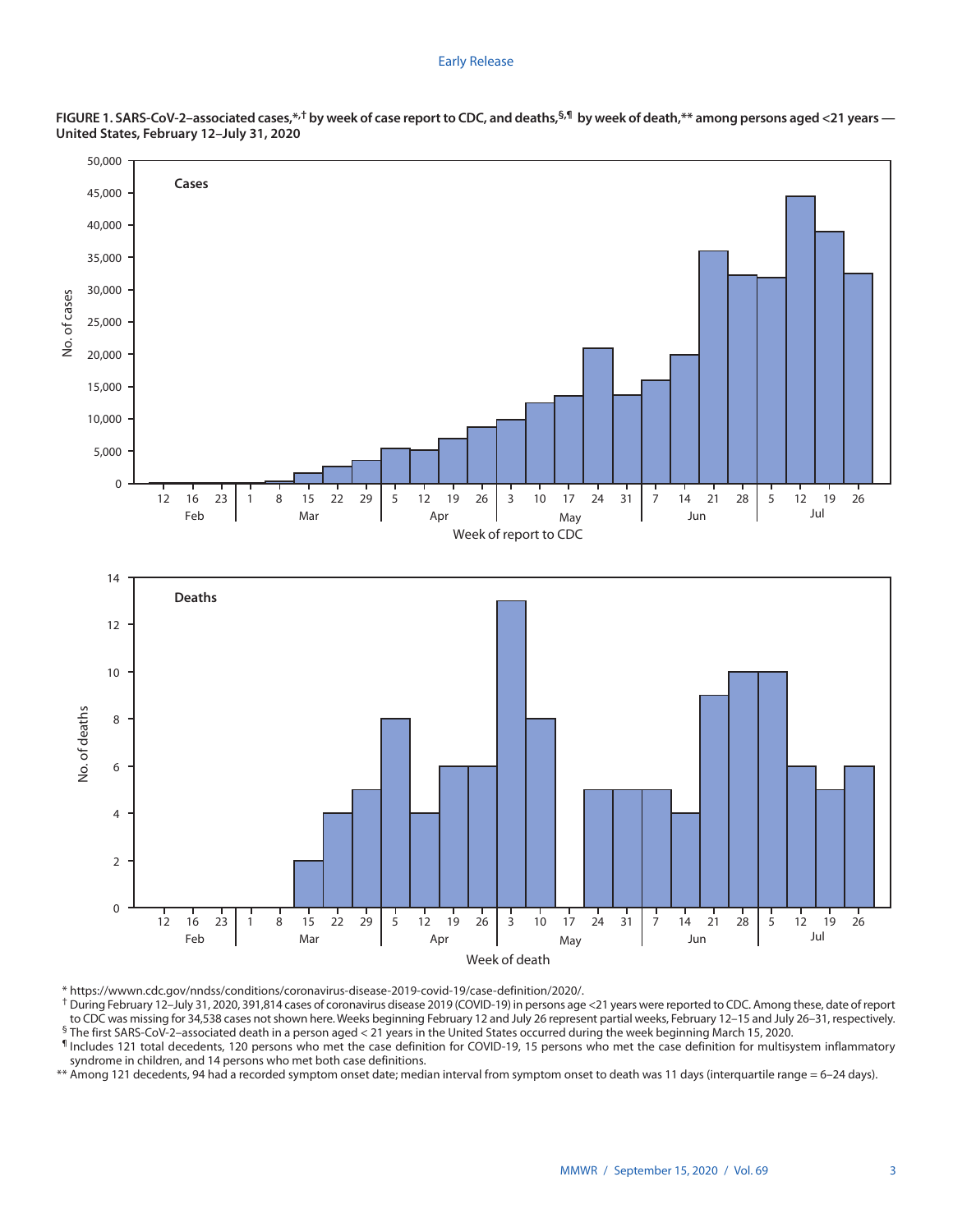**FIGURE 1. SARS-CoV-2–associated cases,*,† by week of case report to CDC, and deaths,§,¶ by week of death,** among persons aged <21 years — United States, February 12–July 31, 2020**

\* https://wwwn.cdc.gov/nndss/conditions/coronavirus-disease-2019-covid-19/case-definition/2020/.

† During February 12–July 31, 2020, 391,814 cases of coronavirus disease 2019 (COVID-19) in persons age <21 years were reported to CDC. Among these, date of report to CDC was missing for 34,538 cases not shown here. Weeks beginning February 12 and July 26 represent partial weeks, February 12–15 and July 26–31, respectively.

§ The first SARS-CoV-2–associated death in a person aged < 21 years in the United States occurred during the week beginning March 15, 2020.

¶ Includes 121 total decedents, 120 persons who met the case definition for COVID-19, 15 persons who met the case definition for multisystem inflammatory syndrome in children, and 14 persons who met both case definitions.

\** Among 121 decedents, 94 had a recorded symptom onset date; median interval from symptom onset to death was 11 days (interquartile range = 6–24 days).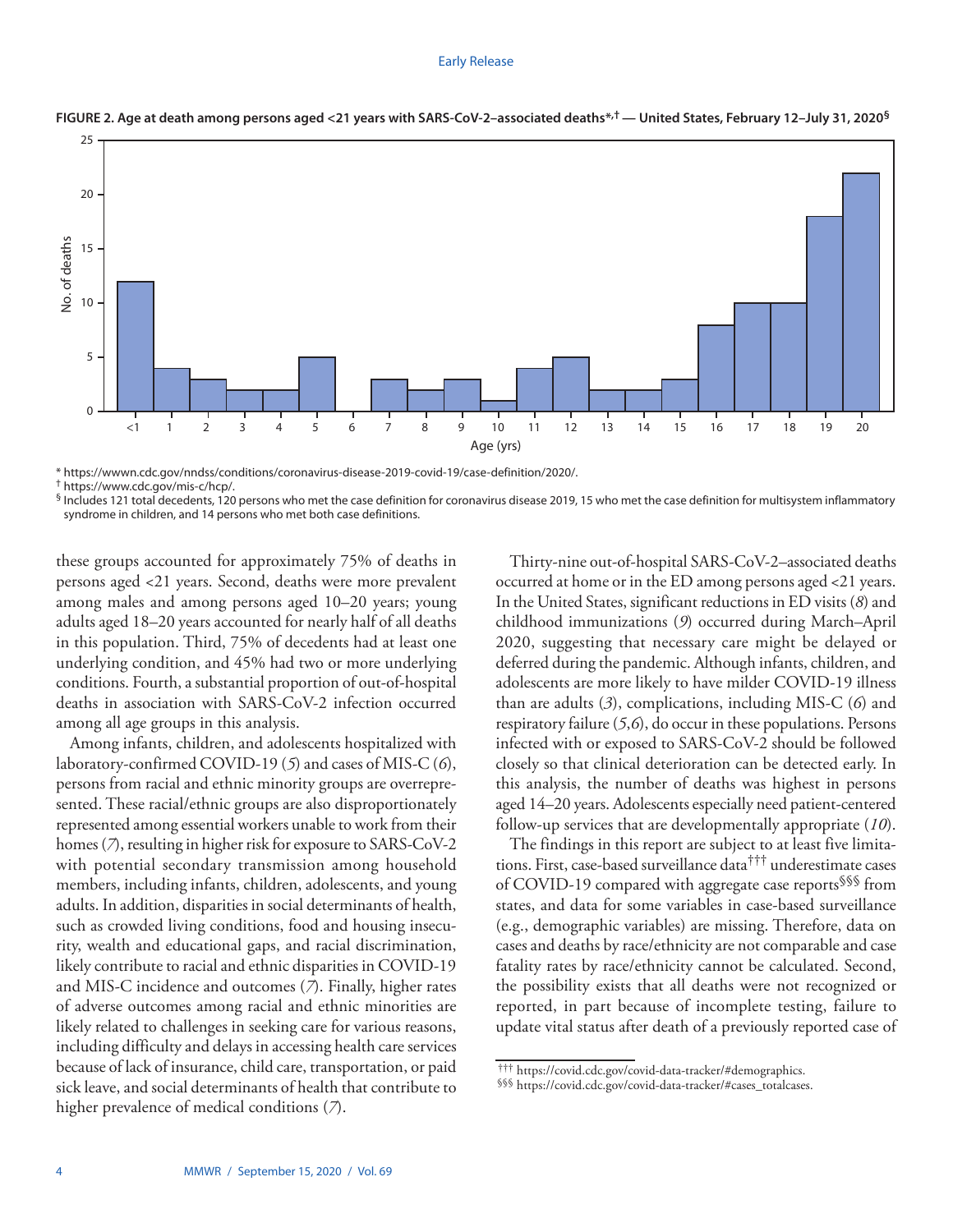**FIGURE 2. Age at death among persons aged <21 years with SARS-CoV-2–associated deaths*,† — United States, February 12–July 31, 2020§**

\* https://wwwn.cdc.gov/nndss/conditions/coronavirus-disease-2019-covid-19/case-definition/2020/.

† https://www.cdc.gov/mis-c/hcp/.

§ Includes 121 total decedents, 120 persons who met the case definition for coronavirus disease 2019, 15 who met the case definition for multisystem inflammatory syndrome in children, and 14 persons who met both case definitions.

these groups accounted for approximately 75% of deaths in persons aged <21 years. Second, deaths were more prevalent among males and among persons aged 10–20 years; young adults aged 18–20 years accounted for nearly half of all deaths in this population. Third, 75% of decedents had at least one underlying condition, and 45% had two or more underlying conditions. Fourth, a substantial proportion of out-of-hospital deaths in association with SARS-CoV-2 infection occurred among all age groups in this analysis.

Among infants, children, and adolescents hospitalized with laboratory-confirmed COVID-19 (*5*) and cases of MIS-C (*6*), persons from racial and ethnic minority groups are overrepresented. These racial/ethnic groups are also disproportionately represented among essential workers unable to work from their homes (*7*), resulting in higher risk for exposure to SARS-CoV-2 with potential secondary transmission among household members, including infants, children, adolescents, and young adults. In addition, disparities in social determinants of health, such as crowded living conditions, food and housing insecurity, wealth and educational gaps, and racial discrimination, likely contribute to racial and ethnic disparities in COVID-19 and MIS-C incidence and outcomes (*7*). Finally, higher rates of adverse outcomes among racial and ethnic minorities are likely related to challenges in seeking care for various reasons, including difficulty and delays in accessing health care services because of lack of insurance, child care, transportation, or paid sick leave, and social determinants of health that contribute to higher prevalence of medical conditions (*7*).

Thirty-nine out-of-hospital SARS-CoV-2–associated deaths occurred at home or in the ED among persons aged <21 years. In the United States, significant reductions in ED visits (*8*) and childhood immunizations (*9*) occurred during March–April 2020, suggesting that necessary care might be delayed or deferred during the pandemic. Although infants, children, and adolescents are more likely to have milder COVID-19 illness than are adults (*3*), complications, including MIS-C (*6*) and respiratory failure (*5*,*6*), do occur in these populations. Persons infected with or exposed to SARS-CoV-2 should be followed closely so that clinical deterioration can be detected early. In this analysis, the number of deaths was highest in persons aged 14–20 years. Adolescents especially need patient-centered follow-up services that are developmentally appropriate (*10*).

The findings in this report are subject to at least five limitations. First, case-based surveillance data††† underestimate cases of COVID-19 compared with aggregate case reports§§§ from states, and data for some variables in case-based surveillance (e.g., demographic variables) are missing. Therefore, data on cases and deaths by race/ethnicity are not comparable and case fatality rates by race/ethnicity cannot be calculated. Second, the possibility exists that all deaths were not recognized or reported, in part because of incomplete testing, failure to update vital status after death of a previously reported case of

††† https://covid.cdc.gov/covid-data-tracker/#demographics.

§§§ https://covid.cdc.gov/covid-data-tracker/#cases_totalcases.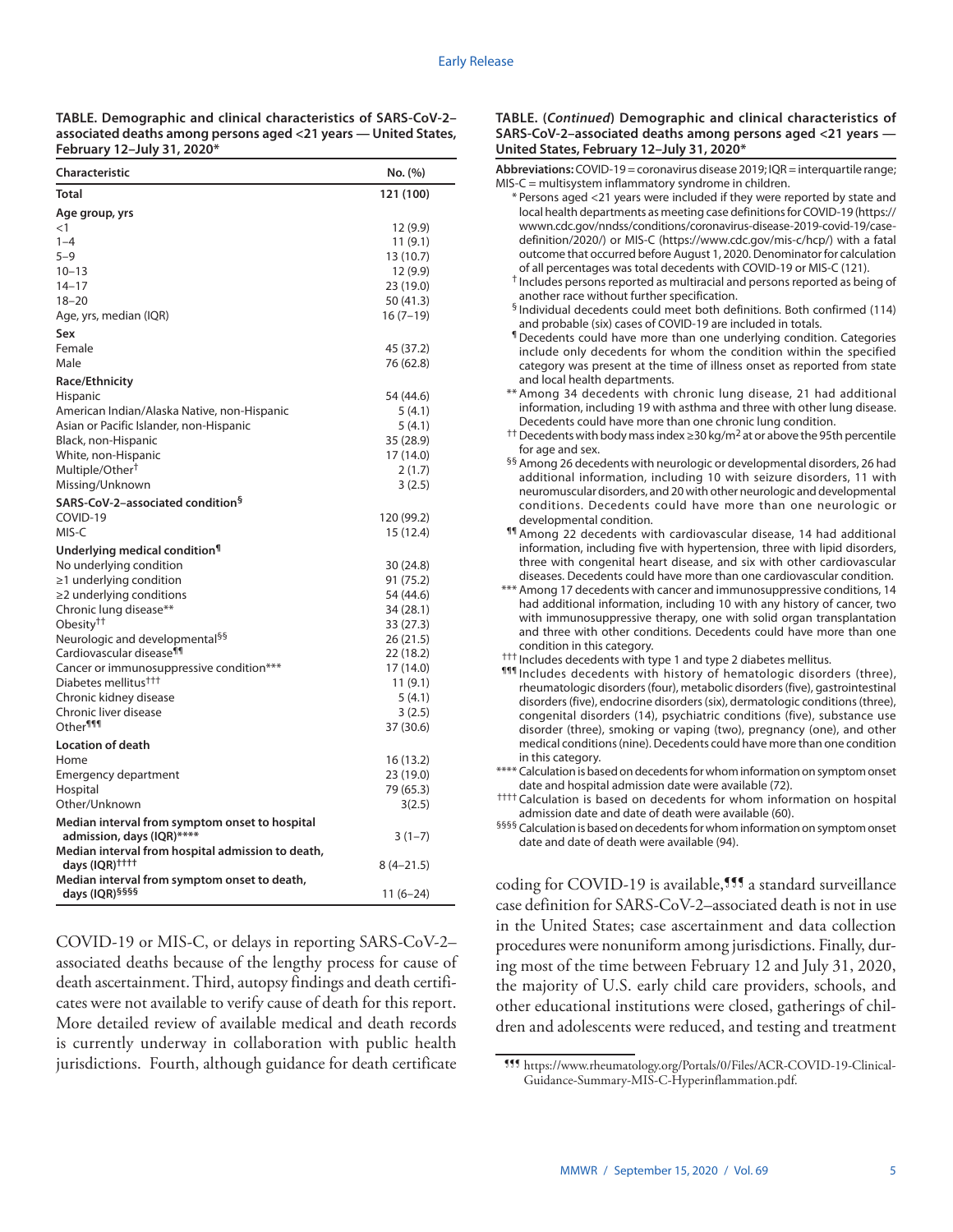**TABLE. Demographic and clinical characteristics of SARS-CoV-2–associated deaths among persons aged <21 years — United States, February 12–July 31, 2020***

| Characteristic | No. (%) |
|---|---|
| **Total** | **121 (100)** |
| **Age group, yrs** | |
| <1 | 12 (9.9) |
| 1–4 | 11 (9.1) |
| 5–9 | 13 (10.7) |
| 10–13 | 12 (9.9) |
| 14–17 | 23 (19.0) |
| 18–20 | 50 (41.3) |
| Age, yrs, median (IQR) | 16 (7–19) |
| **Sex** | |
| Female | 45 (37.2) |
| Male | 76 (62.8) |
| **Race/Ethnicity** | |
| Hispanic | 54 (44.6) |
| American Indian/Alaska Native, non-Hispanic | 5 (4.1) |
| Asian or Pacific Islander, non-Hispanic | 5 (4.1) |
| Black, non-Hispanic | 35 (28.9) |
| White, non-Hispanic | 17 (14.0) |
| Multiple/Other[†] | 2 (1.7) |
| Missing/Unknown | 3 (2.5) |
| **SARS-CoV-2–associated condition[§]** | |
| COVID-19 | 120 (99.2) |
| MIS-C | 15 (12.4) |
| **Underlying medical condition[¶]** | |
| No underlying condition | 30 (24.8) |
| ≥1 underlying condition | 91 (75.2) |
| ≥2 underlying conditions | 54 (44.6) |
| Chronic lung disease** | 34 (28.1) |
| Obesity[††] | 33 (27.3) |
| Neurologic and developmental[§§] | 26 (21.5) |
| Cardiovascular disease[¶¶] | 22 (18.2) |
| Cancer or immunosuppressive condition*** | 17 (14.0) |
| Diabetes mellitus[†††] | 11 (9.1) |
| Chronic kidney disease | 5 (4.1) |
| Chronic liver disease | 3 (2.5) |
| Other[¶¶¶] | 37 (30.6) |
| **Location of death** | |
| Home | 16 (13.2) |
| Emergency department | 23 (19.0) |
| Hospital | 79 (65.3) |
| Other/Unknown | 3(2.5) |
| **Median interval from symptom onset to hospital admission, days (IQR)******** | 3 (1–7) |
| **Median interval from hospital admission to death, days (IQR)[††††]** | 8 (4–21.5) |
| **Median interval from symptom onset to death, days (IQR)[§§§§]** | 11 (6–24) |

**Abbreviations:** COVID-19 = coronavirus disease 2019; IQR = interquartile range; MIS-C = multisystem inflammatory syndrome in children.

\* Persons aged <21 years were included if they were reported by state and local health departments as meeting case definitions for COVID-19 (https://wwwn.cdc.gov/nndss/conditions/coronavirus-disease-2019-covid-19/case-definition/2020/) or MIS-C (https://www.cdc.gov/mis-c/hcp/) with a fatal outcome that occurred before August 1, 2020. Denominator for calculation of all percentages was total decedents with COVID-19 or MIS-C (121).

[†] Includes persons reported as multiracial and persons reported as being of another race without further specification.

[§] Individual decedents could meet both definitions. Both confirmed (114) and probable (six) cases of COVID-19 are included in totals.

[¶] Decedents could have more than one underlying condition. Categories include only decedents for whom the condition within the specified category was present at the time of illness onset as reported from state and local health departments.

** Among 34 decedents with chronic lung disease, 21 had additional information, including 19 with asthma and three with other lung disease. Decedents could have more than one chronic lung condition.

[††] Decedents with body mass index ≥30 kg/m² at or above the 95th percentile for age and sex.

[§§] Among 26 decedents with neurologic or developmental disorders, 26 had additional information, including 10 with seizure disorders, 11 with neuromuscular disorders, and 20 with other neurologic and developmental conditions. Decedents could have more than one neurologic or developmental condition.

[¶¶] Among 22 decedents with cardiovascular disease, 14 had additional information, including five with hypertension, three with lipid disorders, three with congenital heart disease, and six with other cardiovascular diseases. Decedents could have more than one cardiovascular condition.

*** Among 17 decedents with cancer and immunosuppressive conditions, 14 had additional information, including 10 with any history of cancer, two with immunosuppressive therapy, one with solid organ transplantation and three with other conditions. Decedents could have more than one condition in this category.

[†††] Includes decedents with type 1 and type 2 diabetes mellitus.

[¶¶¶] Includes decedents with history of hematologic disorders (three), rheumatologic disorders (four), metabolic disorders (five), gastrointestinal disorders (five), endocrine disorders (six), dermatologic conditions (three), congenital disorders (14), psychiatric conditions (five), substance use disorder (three), smoking or vaping (two), pregnancy (one), and other medical conditions (nine). Decedents could have more than one condition in this category.

**** Calculation is based on decedents for whom information on symptom onset date and hospital admission date were available (72).

[††††] Calculation is based on decedents for whom information on hospital admission date and date of death were available (60).

[§§§§] Calculation is based on decedents for whom information on symptom onset date and date of death were available (94).

COVID-19 or MIS-C, or delays in reporting SARS-CoV-2–associated deaths because of the lengthy process for cause of death ascertainment. Third, autopsy findings and death certificates were not available to verify cause of death for this report. More detailed review of available medical and death records is currently underway in collaboration with public health jurisdictions. Fourth, although guidance for death certificate coding for COVID-19 is available,[¶¶¶] a standard surveillance case definition for SARS-CoV-2–associated death is not in use in the United States; case ascertainment and data collection procedures were nonuniform among jurisdictions. Finally, during most of the time between February 12 and July 31, 2020, the majority of U.S. early child care providers, schools, and other educational institutions were closed, gatherings of children and adolescents were reduced, and testing and treatment

[¶¶¶] https://www.rheumatology.org/Portals/0/Files/ACR-COVID-19-Clinical-Guidance-Summary-MIS-C-Hyperinflammation.pdf.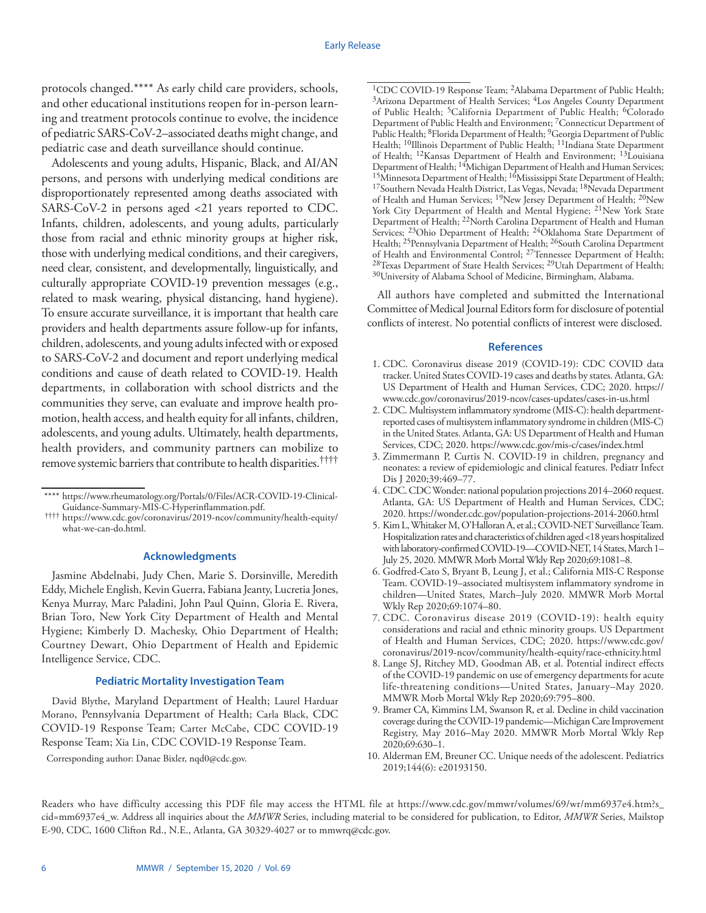protocols changed.**** As early child care providers, schools, and other educational institutions reopen for in-person learning and treatment protocols continue to evolve, the incidence of pediatric SARS-CoV-2–associated deaths might change, and pediatric case and death surveillance should continue.

Adolescents and young adults, Hispanic, Black, and AI/AN persons, and persons with underlying medical conditions are disproportionately represented among deaths associated with SARS-CoV-2 in persons aged <21 years reported to CDC. Infants, children, adolescents, and young adults, particularly those from racial and ethnic minority groups at higher risk, those with underlying medical conditions, and their caregivers, need clear, consistent, and developmentally, linguistically, and culturally appropriate COVID-19 prevention messages (e.g., related to mask wearing, physical distancing, hand hygiene). To ensure accurate surveillance, it is important that health care providers and health departments assure follow-up for infants, children, adolescents, and young adults infected with or exposed to SARS-CoV-2 and document and report underlying medical conditions and cause of death related to COVID-19. Health departments, in collaboration with school districts and the communities they serve, can evaluate and improve health promotion, health access, and health equity for all infants, children, adolescents, and young adults. Ultimately, health departments, health providers, and community partners can mobilize to remove systemic barriers that contribute to health disparities.††††

**** https://www.rheumatology.org/Portals/0/Files/ACR-COVID-19-Clinical-Guidance-Summary-MIS-C-Hyperinflammation.pdf.

†††† https://www.cdc.gov/coronavirus/2019-ncov/community/health-equity/what-we-can-do.html.

## Acknowledgments

Jasmine Abdelnabi, Judy Chen, Marie S. Dorsinville, Meredith Eddy, Michele English, Kevin Guerra, Fabiana Jeanty, Lucretia Jones, Kenya Murray, Marc Paladini, John Paul Quinn, Gloria E. Rivera, Brian Toro, New York City Department of Health and Mental Hygiene; Kimberly D. Machesky, Ohio Department of Health; Courtney Dewart, Ohio Department of Health and Epidemic Intelligence Service, CDC.

## Pediatric Mortality Investigation Team

David Blythe, Maryland Department of Health; Laurel Harduar Morano, Pennsylvania Department of Health; Carla Black, CDC COVID-19 Response Team; Carter McCabe, CDC COVID-19 Response Team; Xia Lin, CDC COVID-19 Response Team.

Corresponding author: Danae Bixler, nqd0@cdc.gov.

[1]CDC COVID-19 Response Team; [2]Alabama Department of Public Health; [3]Arizona Department of Health Services; [4]Los Angeles County Department of Public Health; [5]California Department of Public Health; [6]Colorado Department of Public Health and Environment; [7]Connecticut Department of Public Health; [8]Florida Department of Health; [9]Georgia Department of Public Health; [10]Illinois Department of Public Health; [11]Indiana State Department of Health; [12]Kansas Department of Health and Environment; [13]Louisiana Department of Health; [14]Michigan Department of Health and Human Services; [15]Minnesota Department of Health; [16]Mississippi State Department of Health; [17]Southern Nevada Health District, Las Vegas, Nevada; [18]Nevada Department of Health and Human Services; [19]New Jersey Department of Health; [20]New York City Department of Health and Mental Hygiene; [21]New York State Department of Health; [22]North Carolina Department of Health and Human Services; [23]Ohio Department of Health; [24]Oklahoma State Department of Health; [25]Pennsylvania Department of Health; [26]South Carolina Department of Health and Environmental Control; [27]Tennessee Department of Health; [28]Texas Department of State Health Services; [29]Utah Department of Health; [30]University of Alabama School of Medicine, Birmingham, Alabama.

All authors have completed and submitted the International Committee of Medical Journal Editors form for disclosure of potential conflicts of interest. No potential conflicts of interest were disclosed.

## References

1. CDC. Coronavirus disease 2019 (COVID-19): CDC COVID data tracker. United States COVID-19 cases and deaths by states. Atlanta, GA: US Department of Health and Human Services, CDC; 2020. https://www.cdc.gov/coronavirus/2019-ncov/cases-updates/cases-in-us.html
2. CDC. Multisystem inflammatory syndrome (MIS-C): health department-reported cases of multisystem inflammatory syndrome in children (MIS-C) in the United States. Atlanta, GA: US Department of Health and Human Services, CDC; 2020. https://www.cdc.gov/mis-c/cases/index.html
3. Zimmermann P, Curtis N. COVID-19 in children, pregnancy and neonates: a review of epidemiologic and clinical features. Pediatr Infect Dis J 2020;39:469–77.
4. CDC. CDC Wonder: national population projections 2014–2060 request. Atlanta, GA: US Department of Health and Human Services, CDC; 2020. https://wonder.cdc.gov/population-projections-2014-2060.html
5. Kim L, Whitaker M, O'Halloran A, et al.; COVID-NET Surveillance Team. Hospitalization rates and characteristics of children aged <18 years hospitalized with laboratory-confirmed COVID-19—COVID-NET, 14 States, March 1–July 25, 2020. MMWR Morb Mortal Wkly Rep 2020;69:1081–8.
6. Godfred-Cato S, Bryant B, Leung J, et al.; California MIS-C Response Team. COVID-19–associated multisystem inflammatory syndrome in children—United States, March–July 2020. MMWR Morb Mortal Wkly Rep 2020;69:1074–80.
7. CDC. Coronavirus disease 2019 (COVID-19): health equity considerations and racial and ethnic minority groups. US Department of Health and Human Services, CDC; 2020. https://www.cdc.gov/coronavirus/2019-ncov/community/health-equity/race-ethnicity.html
8. Lange SJ, Ritchey MD, Goodman AB, et al. Potential indirect effects of the COVID-19 pandemic on use of emergency departments for acute life-threatening conditions—United States, January–May 2020. MMWR Morb Mortal Wkly Rep 2020;69:795–800.
9. Bramer CA, Kimmins LM, Swanson R, et al. Decline in child vaccination coverage during the COVID-19 pandemic—Michigan Care Improvement Registry, May 2016–May 2020. MMWR Morb Mortal Wkly Rep 2020;69:630–1.
10. Alderman EM, Breuner CC. Unique needs of the adolescent. Pediatrics 2019;144(6): e20193150.

Readers who have difficulty accessing this PDF file may access the HTML file at https://www.cdc.gov/mmwr/volumes/69/wr/mm6937e4.htm?s_cid=mm6937e4_w. Address all inquiries about the *MMWR* Series, including material to be considered for publication, to Editor, *MMWR* Series, Mailstop E-90, CDC, 1600 Clifton Rd., N.E., Atlanta, GA 30329-4027 or to mmwrq@cdc.gov.